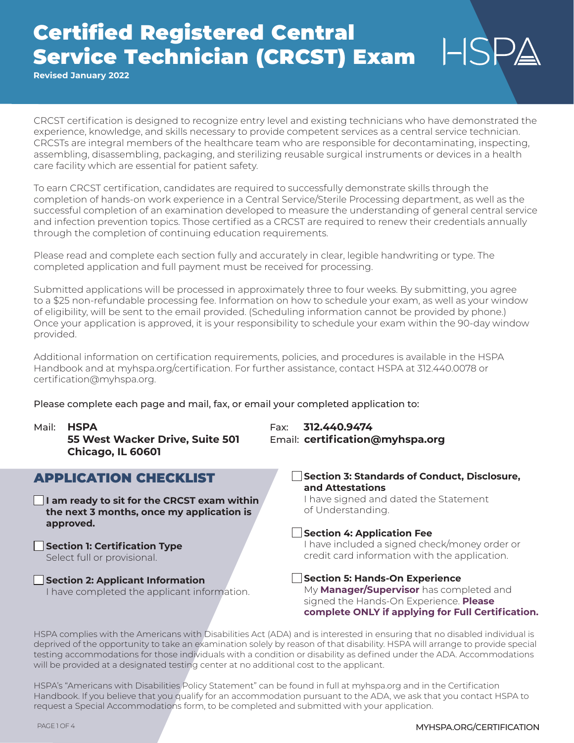# Certified Registered Central Service Technician (CRCST) Exam

**Revised January 2022**

HSPA

CRCST certification is designed to recognize entry level and existing technicians who have demonstrated the experience, knowledge, and skills necessary to provide competent services as a central service technician. CRCSTs are integral members of the healthcare team who are responsible for decontaminating, inspecting, assembling, disassembling, packaging, and sterilizing reusable surgical instruments or devices in a health care facility which are essential for patient safety.

To earn CRCST certification, candidates are required to successfully demonstrate skills through the completion of hands-on work experience in a Central Service/Sterile Processing department, as well as the successful completion of an examination developed to measure the understanding of general central service and infection prevention topics. Those certified as a CRCST are required to renew their credentials annually through the completion of continuing education requirements.

Please read and complete each section fully and accurately in clear, legible handwriting or type. The completed application and full payment must be received for processing.

Submitted applications will be processed in approximately three to four weeks. By submitting, you agree to a $25 non-refundable processing fee. Information on how to schedule your exam, as well as your window of eligibility, will be sent to the email provided. (Scheduling information cannot be provided by phone.) Once your application is approved, it is your responsibility to schedule your exam within the 90-day window provided.

Additional information on certification requirements, policies, and procedures is available in the HSPA Handbook and at myhspa.org/certification. For further assistance, contact HSPA at 312.440.0078 or certification@myhspa.org.

Please complete each page and mail, fax, or email your completed application to:

Mail: **HSPA**
**55 West Wacker Drive, Suite 501**
**Chicago, IL 60601**

Fax: **312.440.9474**
Email: **certification@myhspa.org**

## APPLICATION CHECKLIST

- ☐ **I am ready to sit for the CRCST exam within the next 3 months, once my application is approved.**
- ☐ **Section 1: Certification Type**
  Select full or provisional.
- ☐ **Section 2: Applicant Information**
  I have completed the applicant information.
- ☐ **Section 3: Standards of Conduct, Disclosure, and Attestations**
  I have signed and dated the Statement of Understanding.
- ☐ **Section 4: Application Fee**
  I have included a signed check/money order or credit card information with the application.
- ☐ **Section 5: Hands-On Experience**
  My **Manager/Supervisor** has completed and signed the Hands-On Experience. **Please complete ONLY if applying for Full Certification.**

HSPA complies with the Americans with Disabilities Act (ADA) and is interested in ensuring that no disabled individual is deprived of the opportunity to take an examination solely by reason of that disability. HSPA will arrange to provide special testing accommodations for those individuals with a condition or disability as defined under the ADA. Accommodations will be provided at a designated testing center at no additional cost to the applicant.

HSPA's "Americans with Disabilities Policy Statement" can be found in full at myhspa.org and in the Certification Handbook. If you believe that you qualify for an accommodation pursuant to the ADA, we ask that you contact HSPA to request a Special Accommodations form, to be completed and submitted with your application.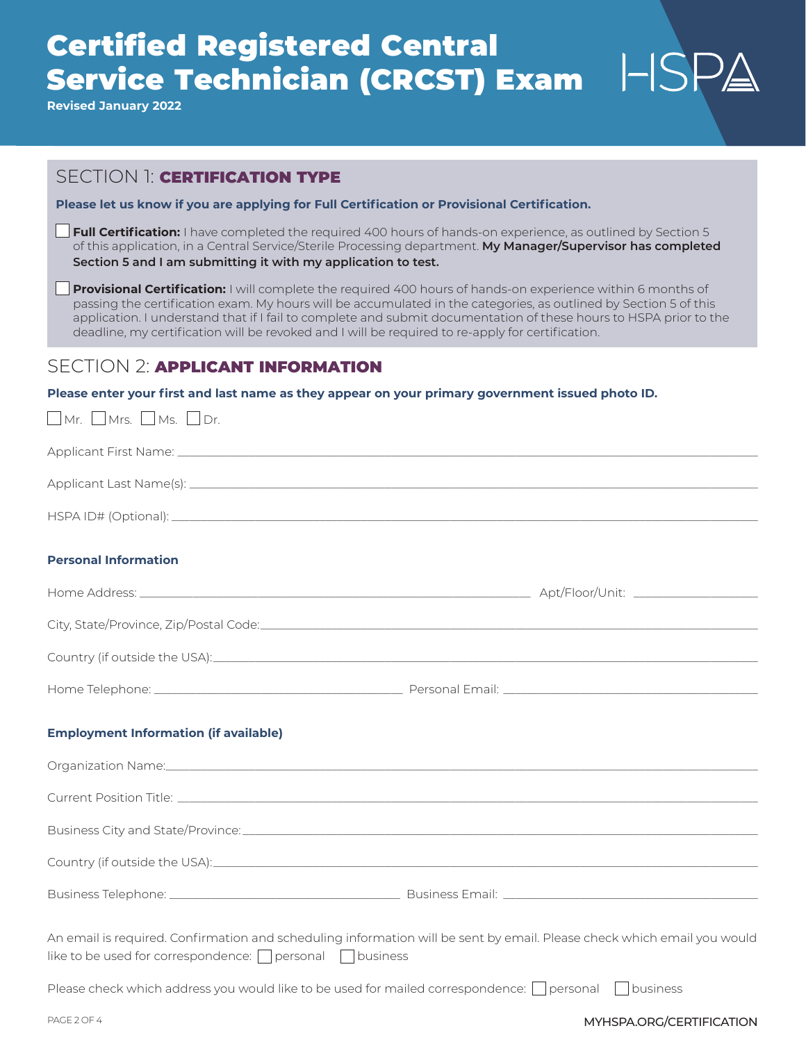# Certified Registered Central Service Technician (CRCST) Exam

**Revised January 2022**

## SECTION 1: CERTIFICATION TYPE

**Please let us know if you are applying for Full Certification or Provisional Certification.**

☐ **Full Certification:** I have completed the required 400 hours of hands-on experience, as outlined by Section 5 of this application, in a Central Service/Sterile Processing department. **My Manager/Supervisor has completed Section 5 and I am submitting it with my application to test.**

☐ **Provisional Certification:** I will complete the required 400 hours of hands-on experience within 6 months of passing the certification exam. My hours will be accumulated in the categories, as outlined by Section 5 of this application. I understand that if I fail to complete and submit documentation of these hours to HSPA prior to the deadline, my certification will be revoked and I will be required to re-apply for certification.

## SECTION 2: APPLICANT INFORMATION

**Please enter your first and last name as they appear on your primary government issued photo ID.**

☐ Mr. ☐ Mrs. ☐ Ms. ☐ Dr.

Applicant First Name: \_\_\_\_\_\_\_\_\_\_\_\_\_\_\_\_\_\_\_\_

Applicant Last Name(s): \_\_\_\_\_\_\_\_\_\_\_\_\_\_\_\_\_\_\_\_

HSPA ID# (Optional): \_\_\_\_\_\_\_\_\_\_\_\_\_\_\_\_\_\_\_\_

### Personal Information

Home Address: \_\_\_\_\_\_\_\_\_\_\_\_\_\_\_\_\_\_\_\_ Apt/Floor/Unit: \_\_\_\_\_\_\_\_\_\_

City, State/Province, Zip/Postal Code: \_\_\_\_\_\_\_\_\_\_\_\_\_\_\_\_\_\_\_\_

Country (if outside the USA): \_\_\_\_\_\_\_\_\_\_\_\_\_\_\_\_\_\_\_\_

Home Telephone: \_\_\_\_\_\_\_\_\_\_\_\_\_\_\_\_\_\_\_\_ Personal Email: \_\_\_\_\_\_\_\_\_\_\_\_\_\_\_\_\_\_\_\_

### Employment Information (if available)

Organization Name: \_\_\_\_\_\_\_\_\_\_\_\_\_\_\_\_\_\_\_\_

Current Position Title: \_\_\_\_\_\_\_\_\_\_\_\_\_\_\_\_\_\_\_\_

Business City and State/Province: \_\_\_\_\_\_\_\_\_\_\_\_\_\_\_\_\_\_\_\_

Country (if outside the USA): \_\_\_\_\_\_\_\_\_\_\_\_\_\_\_\_\_\_\_\_

Business Telephone: \_\_\_\_\_\_\_\_\_\_\_\_\_\_\_\_\_\_\_\_ Business Email: \_\_\_\_\_\_\_\_\_\_\_\_\_\_\_\_\_\_\_\_

An email is required. Confirmation and scheduling information will be sent by email. Please check which email you would like to be used for correspondence: ☐ personal ☐ business

Please check which address you would like to be used for mailed correspondence: ☐ personal ☐ business

MYHSPA.ORG/CERTIFICATION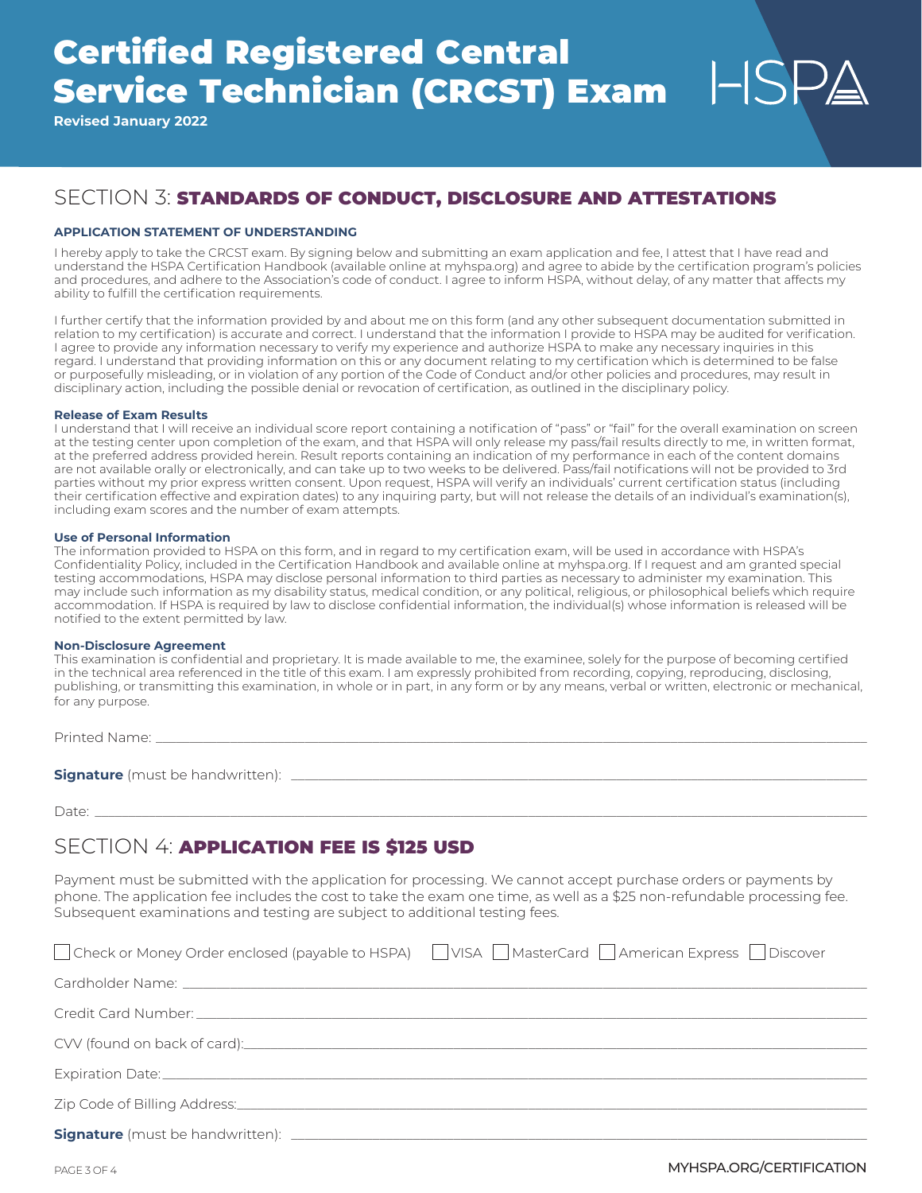# Certified Registered Central Service Technician (CRCST) Exam

**Revised January 2022**

## SECTION 3: STANDARDS OF CONDUCT, DISCLOSURE AND ATTESTATIONS

### APPLICATION STATEMENT OF UNDERSTANDING

I hereby apply to take the CRCST exam. By signing below and submitting an exam application and fee, I attest that I have read and understand the HSPA Certification Handbook (available online at myhspa.org) and agree to abide by the certification program's policies and procedures, and adhere to the Association's code of conduct. I agree to inform HSPA, without delay, of any matter that affects my ability to fulfill the certification requirements.

I further certify that the information provided by and about me on this form (and any other subsequent documentation submitted in relation to my certification) is accurate and correct. I understand that the information I provide to HSPA may be audited for verification. I agree to provide any information necessary to verify my experience and authorize HSPA to make any necessary inquiries in this regard. I understand that providing information on this or any document relating to my certification which is determined to be false or purposefully misleading, or in violation of any portion of the Code of Conduct and/or other policies and procedures, may result in disciplinary action, including the possible denial or revocation of certification, as outlined in the disciplinary policy.

**Release of Exam Results**

I understand that I will receive an individual score report containing a notification of "pass" or "fail" for the overall examination on screen at the testing center upon completion of the exam, and that HSPA will only release my pass/fail results directly to me, in written format, at the preferred address provided herein. Result reports containing an indication of my performance in each of the content domains are not available orally or electronically, and can take up to two weeks to be delivered. Pass/fail notifications will not be provided to 3rd parties without my prior express written consent. Upon request, HSPA will verify an individuals' current certification status (including their certification effective and expiration dates) to any inquiring party, but will not release the details of an individual's examination(s), including exam scores and the number of exam attempts.

**Use of Personal Information**

The information provided to HSPA on this form, and in regard to my certification exam, will be used in accordance with HSPA's Confidentiality Policy, included in the Certification Handbook and available online at myhspa.org. If I request and am granted special testing accommodations, HSPA may disclose personal information to third parties as necessary to administer my examination. This may include such information as my disability status, medical condition, or any political, religious, or philosophical beliefs which require accommodation. If HSPA is required by law to disclose confidential information, the individual(s) whose information is released will be notified to the extent permitted by law.

**Non-Disclosure Agreement**

This examination is confidential and proprietary. It is made available to me, the examinee, solely for the purpose of becoming certified in the technical area referenced in the title of this exam. I am expressly prohibited from recording, copying, reproducing, disclosing, publishing, or transmitting this examination, in whole or in part, in any form or by any means, verbal or written, electronic or mechanical, for any purpose.

Printed Name: ______________________________

**Signature** (must be handwritten): ______________________________

Date: ______________________________

## SECTION 4: APPLICATION FEE IS $125 USD

Payment must be submitted with the application for processing. We cannot accept purchase orders or payments by phone. The application fee includes the cost to take the exam one time, as well as a $25 non-refundable processing fee. Subsequent examinations and testing are subject to additional testing fees.

☐ Check or Money Order enclosed (payable to HSPA) ☐ VISA ☐ MasterCard ☐ American Express ☐ Discover

Cardholder Name: ______________________________

Credit Card Number: ______________________________

CVV (found on back of card): ______________________________

Expiration Date: ______________________________

Zip Code of Billing Address: ______________________________

**Signature** (must be handwritten): ______________________________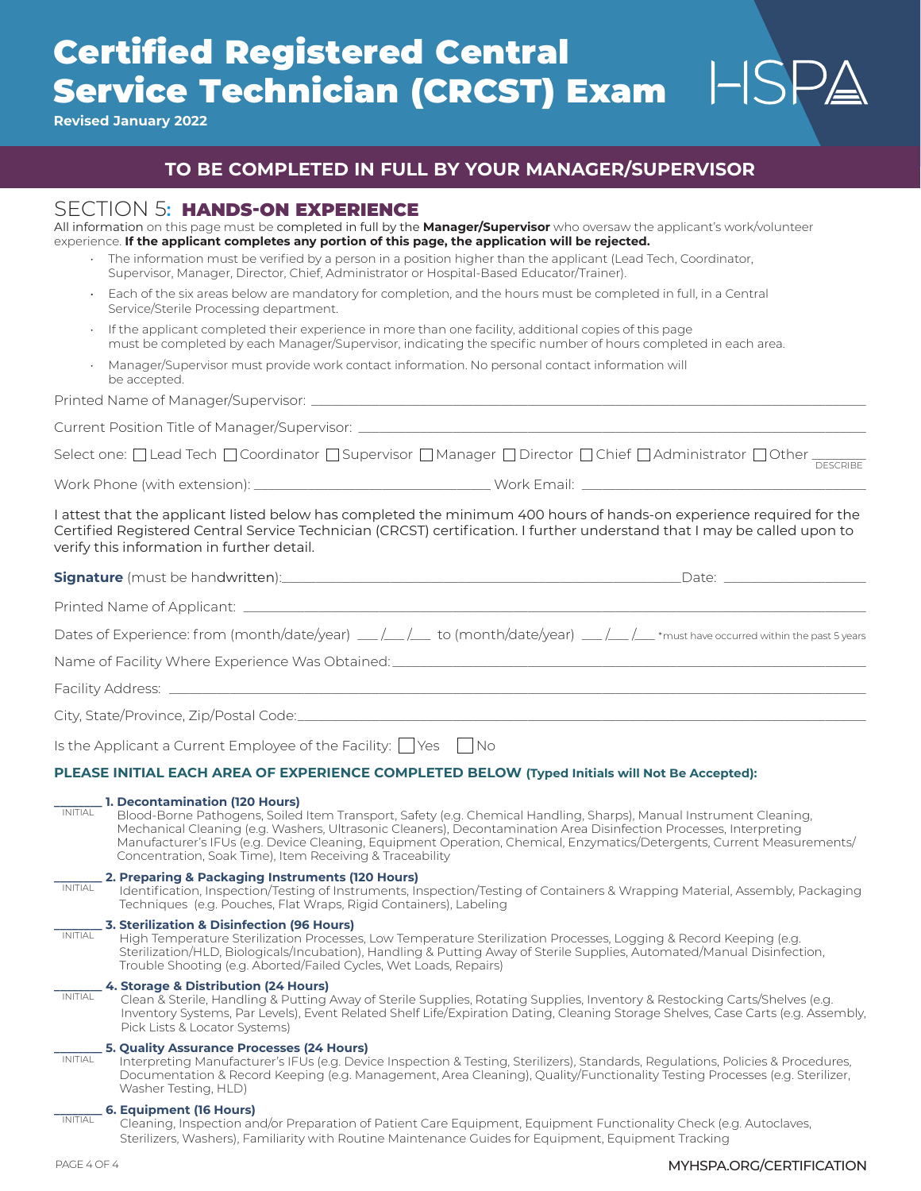# Certified Registered Central Service Technician (CRCST) Exam

**Revised January 2022**

HSPA

## TO BE COMPLETED IN FULL BY YOUR MANAGER/SUPERVISOR

## SECTION 5: HANDS-ON EXPERIENCE

All information on this page must be completed in full by the **Manager/Supervisor** who oversaw the applicant's work/volunteer experience. **If the applicant completes any portion of this page, the application will be rejected.**

- The information must be verified by a person in a position higher than the applicant (Lead Tech, Coordinator, Supervisor, Manager, Director, Chief, Administrator or Hospital-Based Educator/Trainer).
- Each of the six areas below are mandatory for completion, and the hours must be completed in full, in a Central Service/Sterile Processing department.
- If the applicant completed their experience in more than one facility, additional copies of this page must be completed by each Manager/Supervisor, indicating the specific number of hours completed in each area.
- Manager/Supervisor must provide work contact information. No personal contact information will be accepted.

Printed Name of Manager/Supervisor: ______________________________

Current Position Title of Manager/Supervisor: ______________________________

Select one: ☐ Lead Tech ☐ Coordinator ☐ Supervisor ☐ Manager ☐ Director ☐ Chief ☐ Administrator ☐ Other ________ (DESCRIBE)

Work Phone (with extension): ______________________ Work Email: ______________________

I attest that the applicant listed below has completed the minimum 400 hours of hands-on experience required for the Certified Registered Central Service Technician (CRCST) certification. I further understand that I may be called upon to verify this information in further detail.

**Signature** (must be handwritten): ______________________________ Date: ______________

Printed Name of Applicant: ______________________________

Dates of Experience: from (month/date/year) ___/___/___ to (month/date/year) ___/___/___ *must have occurred within the past 5 years

Name of Facility Where Experience Was Obtained: ______________________________

Facility Address: ______________________________

City, State/Province, Zip/Postal Code: ______________________________

Is the Applicant a Current Employee of the Facility: ☐ Yes ☐ No

**PLEASE INITIAL EACH AREA OF EXPERIENCE COMPLETED BELOW (Typed Initials will Not Be Accepted):**

________ (INITIAL) **1. Decontamination (120 Hours)**
Blood-Borne Pathogens, Soiled Item Transport, Safety (e.g. Chemical Handling, Sharps), Manual Instrument Cleaning, Mechanical Cleaning (e.g. Washers, Ultrasonic Cleaners), Decontamination Area Disinfection Processes, Interpreting Manufacturer's IFUs (e.g. Device Cleaning, Equipment Operation, Chemical, Enzymatics/Detergents, Current Measurements/Concentration, Soak Time), Item Receiving & Traceability

________ (INITIAL) **2. Preparing & Packaging Instruments (120 Hours)**
Identification, Inspection/Testing of Instruments, Inspection/Testing of Containers & Wrapping Material, Assembly, Packaging Techniques (e.g. Pouches, Flat Wraps, Rigid Containers), Labeling

________ (INITIAL) **3. Sterilization & Disinfection (96 Hours)**
High Temperature Sterilization Processes, Low Temperature Sterilization Processes, Logging & Record Keeping (e.g. Sterilization/HLD, Biologicals/Incubation), Handling & Putting Away of Sterile Supplies, Automated/Manual Disinfection, Trouble Shooting (e.g. Aborted/Failed Cycles, Wet Loads, Repairs)

________ (INITIAL) **4. Storage & Distribution (24 Hours)**
Clean & Sterile, Handling & Putting Away of Sterile Supplies, Rotating Supplies, Inventory & Restocking Carts/Shelves (e.g. Inventory Systems, Par Levels), Event Related Shelf Life/Expiration Dating, Cleaning Storage Shelves, Case Carts (e.g. Assembly, Pick Lists & Locator Systems)

________ (INITIAL) **5. Quality Assurance Processes (24 Hours)**
Interpreting Manufacturer's IFUs (e.g. Device Inspection & Testing, Sterilizers), Standards, Regulations, Policies & Procedures, Documentation & Record Keeping (e.g. Management, Area Cleaning), Quality/Functionality Testing Processes (e.g. Sterilizer, Washer Testing, HLD)

________ (INITIAL) **6. Equipment (16 Hours)**
Cleaning, Inspection and/or Preparation of Patient Care Equipment, Equipment Functionality Check (e.g. Autoclaves, Sterilizers, Washers), Familiarity with Routine Maintenance Guides for Equipment, Equipment Tracking

MYHSPA.ORG/CERTIFICATION